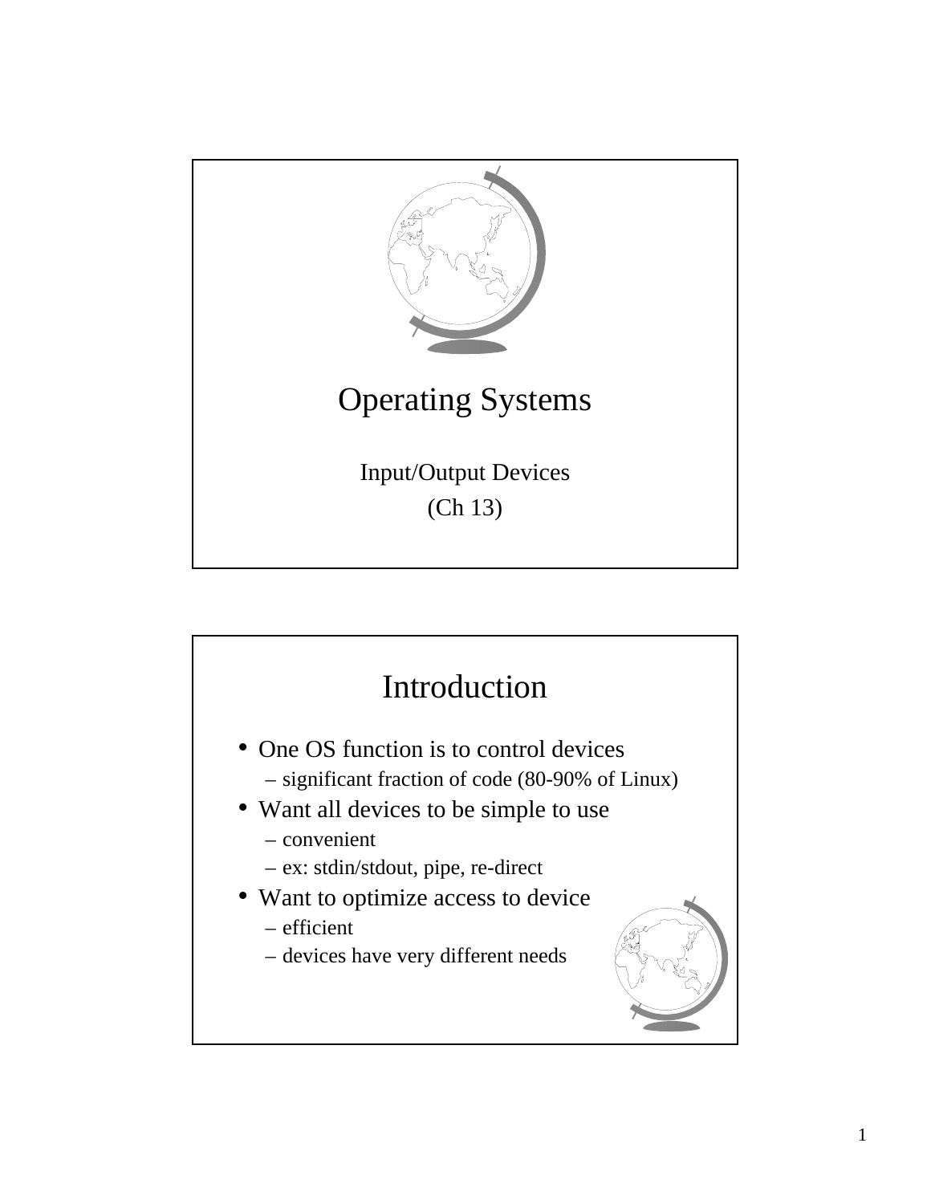# Operating Systems

Input/Output Devices

(Ch 13)

## Introduction

- One OS function is to control devices
  - significant fraction of code (80-90% of Linux)
- Want all devices to be simple to use
  - convenient
  - ex: stdin/stdout, pipe, re-direct
- Want to optimize access to device
  - efficient
  - devices have very different needs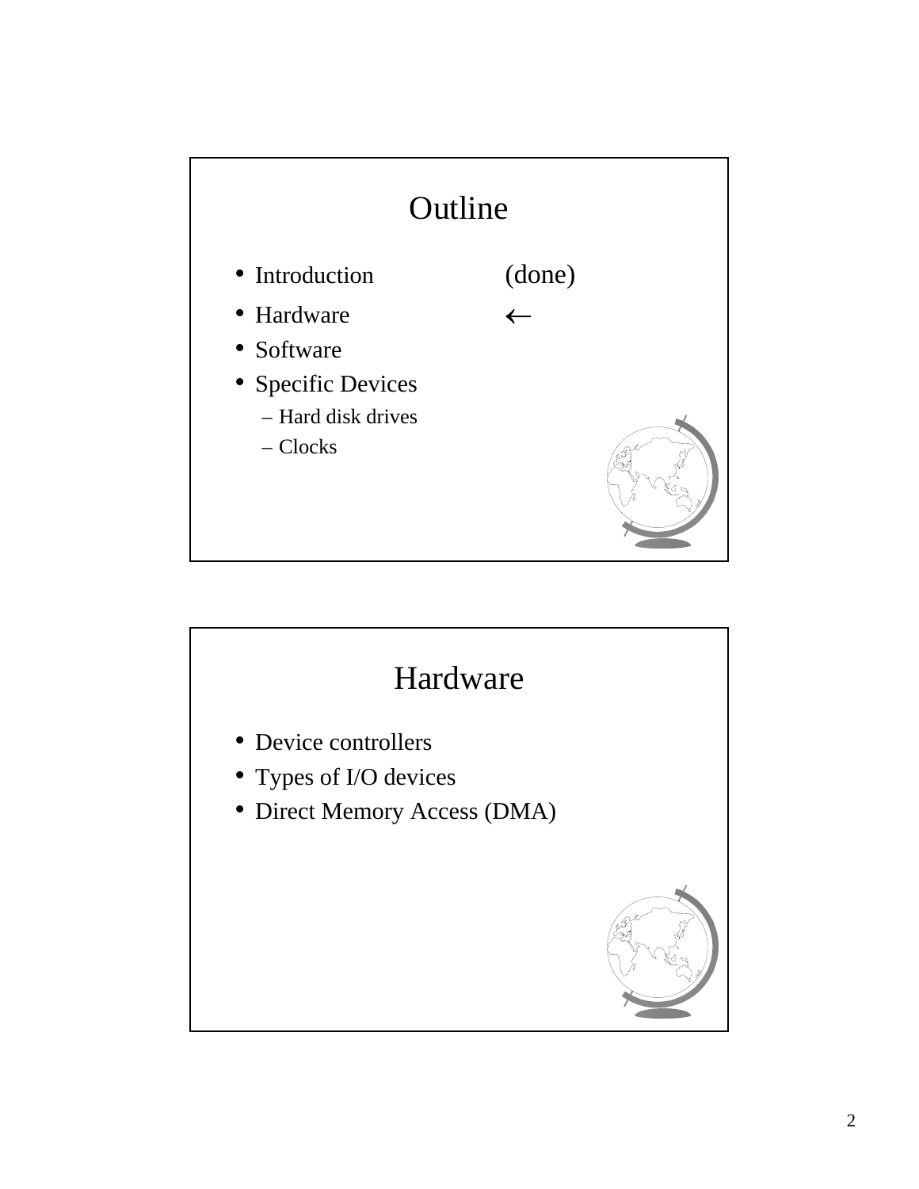# Outline

- Introduction (done)
- Hardware ←
- Software
- Specific Devices
  - Hard disk drives
  - Clocks

# Hardware

- Device controllers
- Types of I/O devices
- Direct Memory Access (DMA)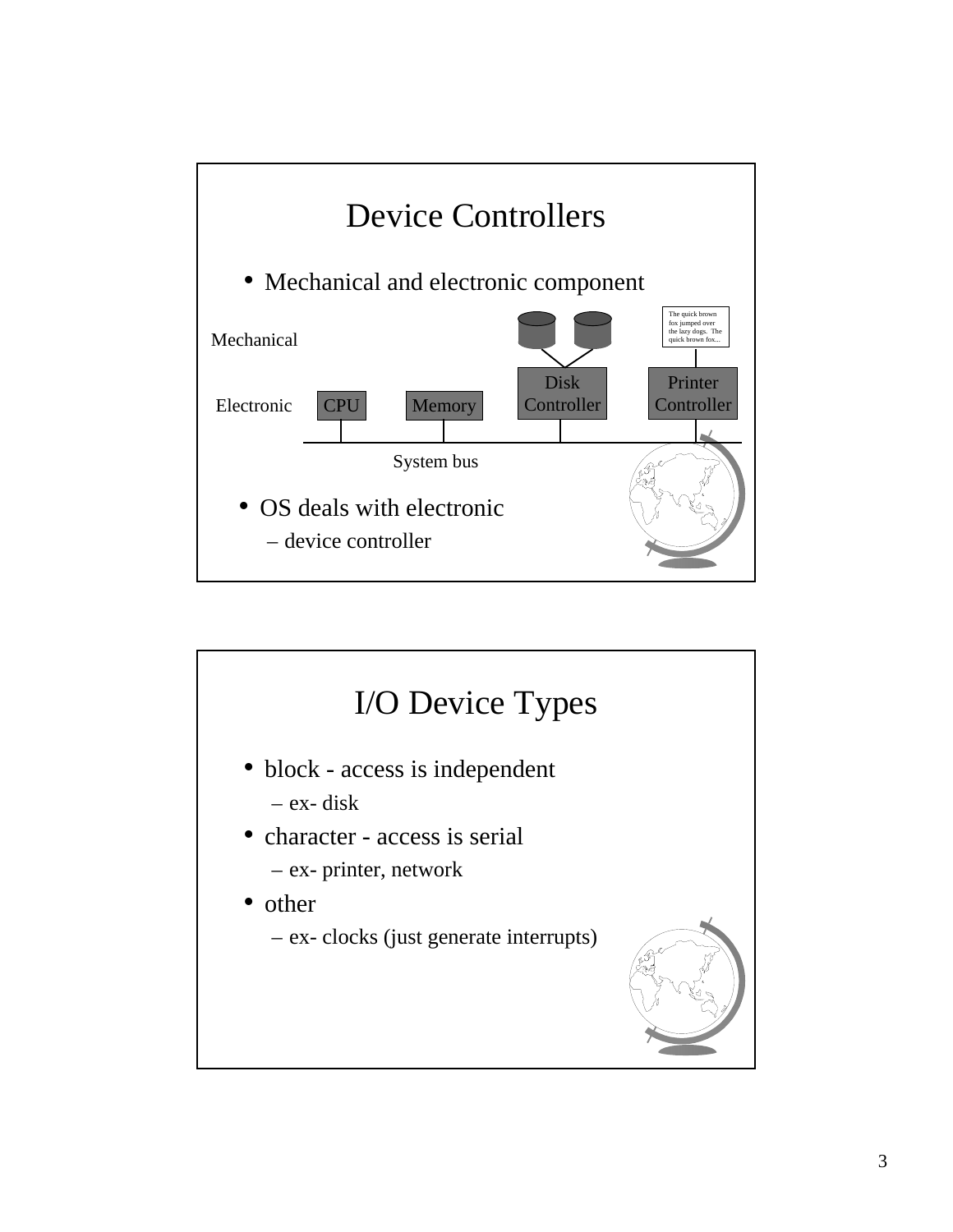## Device Controllers

- Mechanical and electronic component

Mechanical

Electronic

CPU | Memory | Disk Controller | Printer Controller

System bus

The quick brown fox jumped over the lazy dogs. The quick brown fox...

- OS deals with electronic
  - device controller

## I/O Device Types

- block - access is independent
  - ex- disk
- character - access is serial
  - ex- printer, network
- other
  - ex- clocks (just generate interrupts)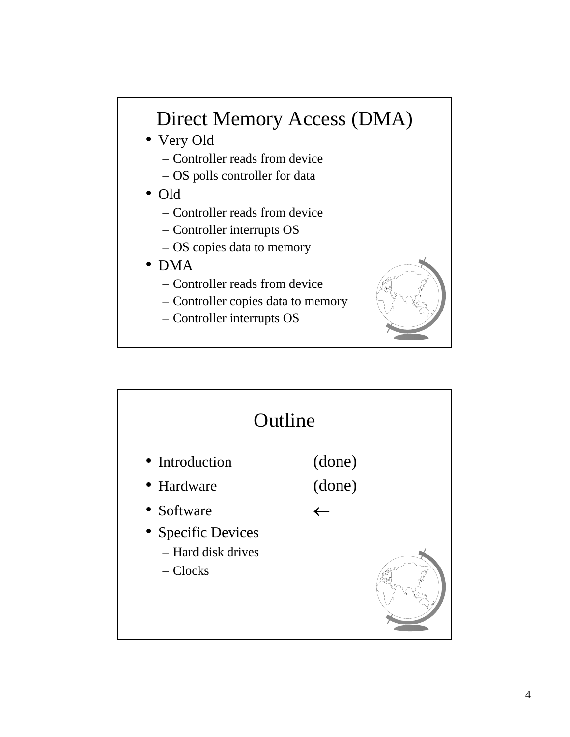## Direct Memory Access (DMA)

- Very Old
  - Controller reads from device
  - OS polls controller for data
- Old
  - Controller reads from device
  - Controller interrupts OS
  - OS copies data to memory
- DMA
  - Controller reads from device
  - Controller copies data to memory
  - Controller interrupts OS

## Outline

- Introduction (done)
- Hardware (done)
- Software ←
- Specific Devices
  - Hard disk drives
  - Clocks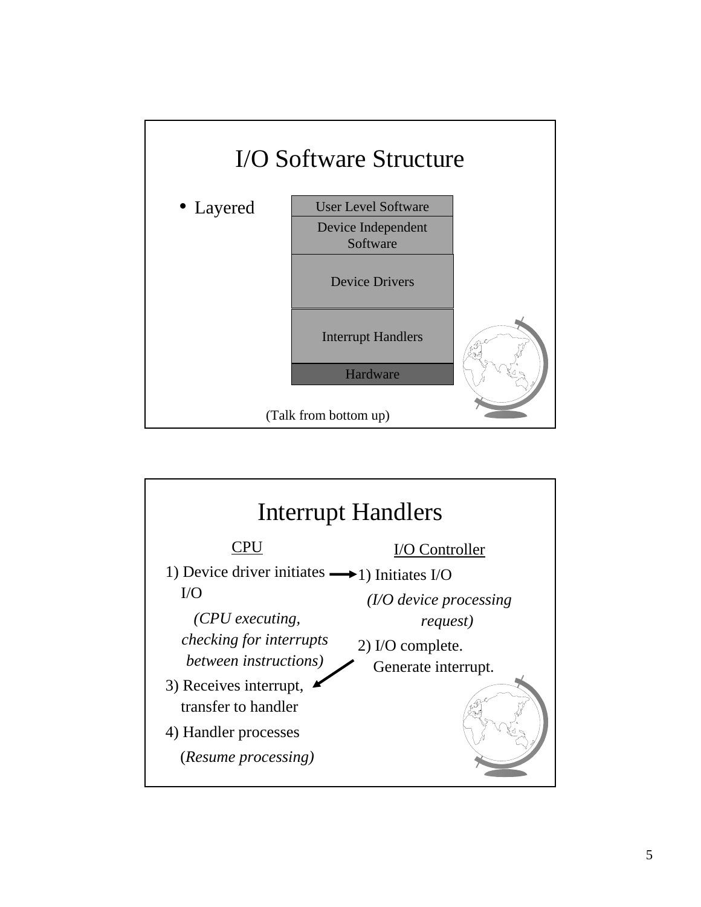## I/O Software Structure

- Layered

| User Level Software |
| --- |
| Device Independent Software |
| Device Drivers |
| Interrupt Handlers |
| Hardware |

(Talk from bottom up)

## Interrupt Handlers

**CPU**

1) Device driver initiates I/O → (to I/O Controller 1)

   *(CPU executing, checking for interrupts between instructions)*

3) Receives interrupt, transfer to handler ← (from I/O Controller 2)

4) Handler processes

   (*Resume processing)*

**I/O Controller**

1) Initiates I/O

   *(I/O device processing request)*

2) I/O complete. Generate interrupt.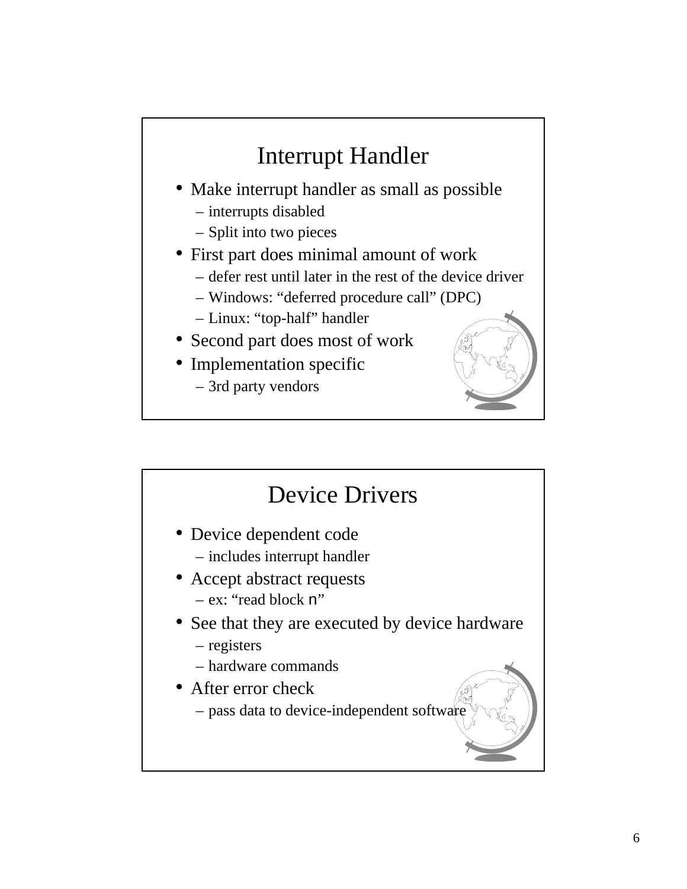## Interrupt Handler

- Make interrupt handler as small as possible
  - interrupts disabled
  - Split into two pieces
- First part does minimal amount of work
  - defer rest until later in the rest of the device driver
  - Windows: “deferred procedure call” (DPC)
  - Linux: “top-half” handler
- Second part does most of work
- Implementation specific
  - 3rd party vendors

## Device Drivers

- Device dependent code
  - includes interrupt handler
- Accept abstract requests
  - ex: “read block n”
- See that they are executed by device hardware
  - registers
  - hardware commands
- After error check
  - pass data to device-independent software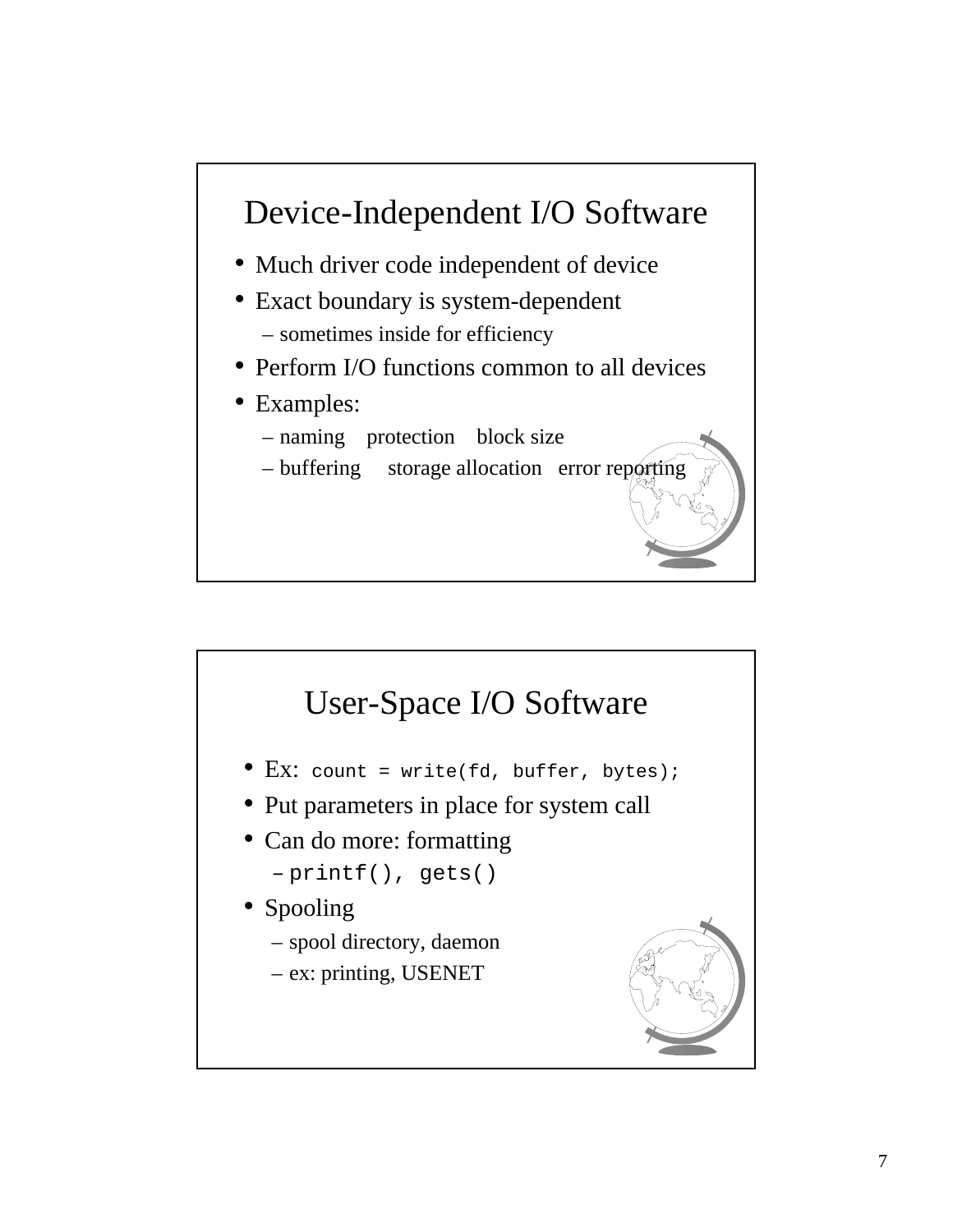## Device-Independent I/O Software

- Much driver code independent of device
- Exact boundary is system-dependent
  - sometimes inside for efficiency
- Perform I/O functions common to all devices
- Examples:
  - naming protection block size
  - buffering storage allocation error reporting

## User-Space I/O Software

- Ex: `count = write(fd, buffer, bytes);`
- Put parameters in place for system call
- Can do more: formatting
  - `printf(), gets()`
- Spooling
  - spool directory, daemon
  - ex: printing, USENET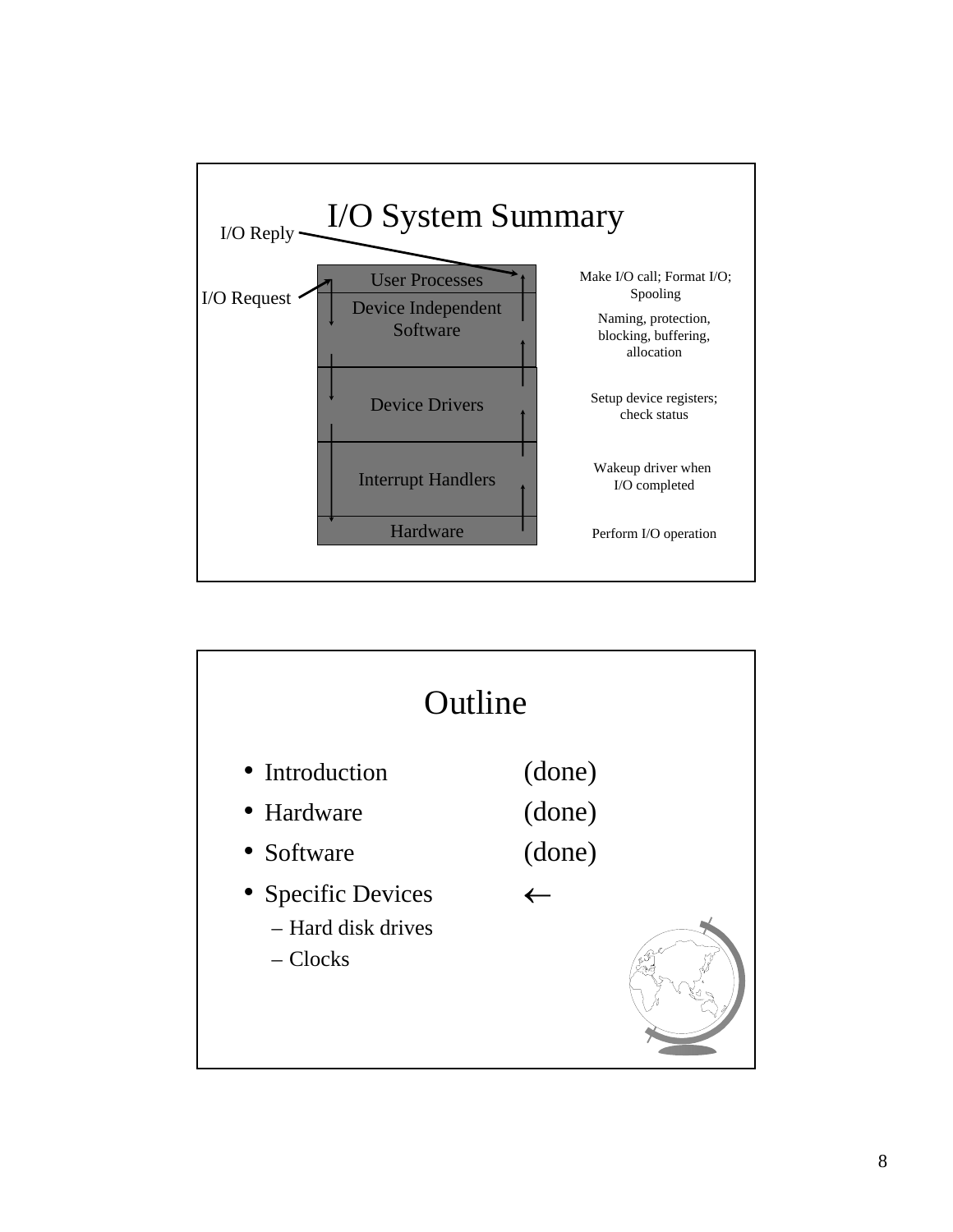## I/O System Summary

| Layer | Function |
| --- | --- |
| User Processes | Make I/O call; Format I/O; Spooling |
| Device Independent Software | Naming, protection, blocking, buffering, allocation |
| Device Drivers | Setup device registers; check status |
| Interrupt Handlers | Wakeup driver when I/O completed |
| Hardware | Perform I/O operation |

I/O Request (flows down from User Processes to Hardware)

I/O Reply (flows up from Hardware to User Processes)

## Outline

- Introduction (done)
- Hardware (done)
- Software (done)
- Specific Devices ←
  - Hard disk drives
  - Clocks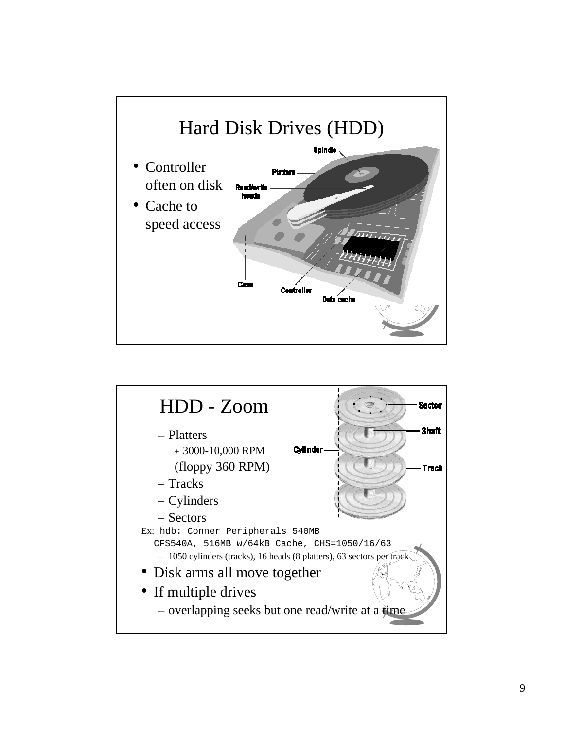# Hard Disk Drives (HDD)

- Controller often on disk
- Cache to speed access

# HDD - Zoom

- Platters
  - 3000-10,000 RPM (floppy 360 RPM)
- Tracks
- Cylinders
- Sectors

Ex: `hdb: Conner Peripherals 540MB CFS540A, 516MB w/64kB Cache, CHS=1050/16/63`

- 1050 cylinders (tracks), 16 heads (8 platters), 63 sectors per track

- Disk arms all move together
- If multiple drives
  - overlapping seeks but one read/write at a time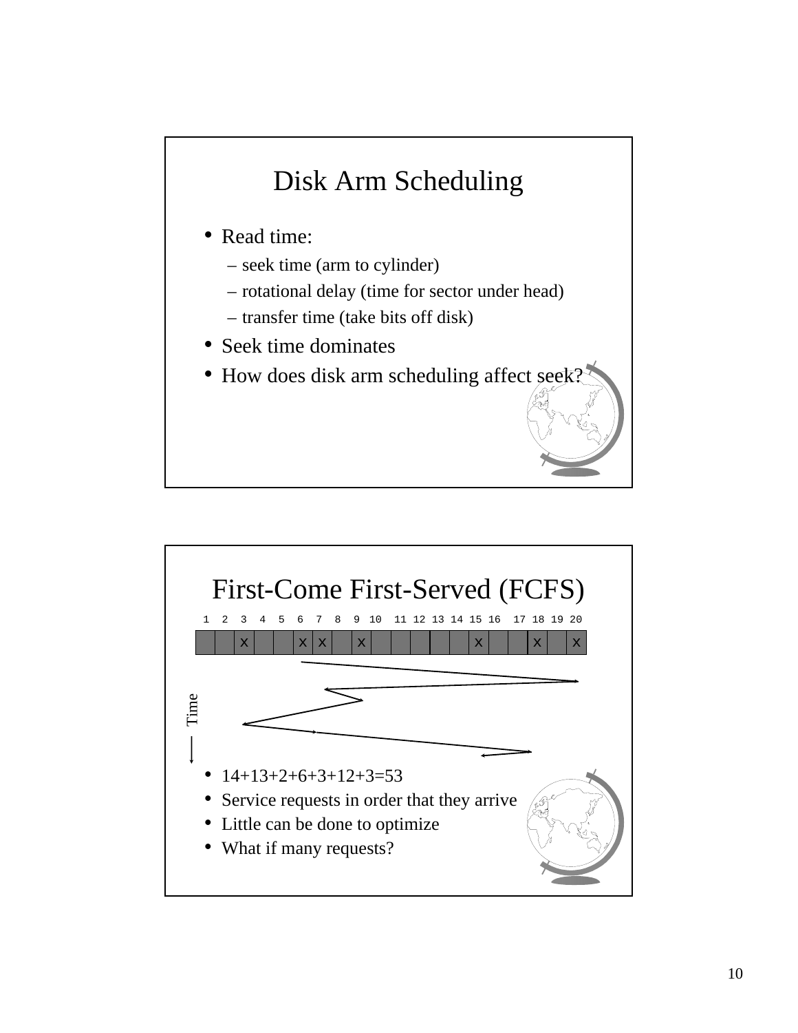# Disk Arm Scheduling

- Read time:
  - seek time (arm to cylinder)
  - rotational delay (time for sector under head)
  - transfer time (take bits off disk)
- Seek time dominates
- How does disk arm scheduling affect seek?

# First-Come First-Served (FCFS)

| 1 | 2 | 3 | 4 | 5 | 6 | 7 | 8 | 9 | 10 | 11 | 12 | 13 | 14 | 15 | 16 | 17 | 18 | 19 | 20 |
|---|---|---|---|---|---|---|---|---|---|---|---|---|---|---|---|---|---|---|---|
| | | x | | | x | x | | x | | | | | | x | | | x | | x |

Time

- 14+13+2+6+3+12+3=53
- Service requests in order that they arrive
- Little can be done to optimize
- What if many requests?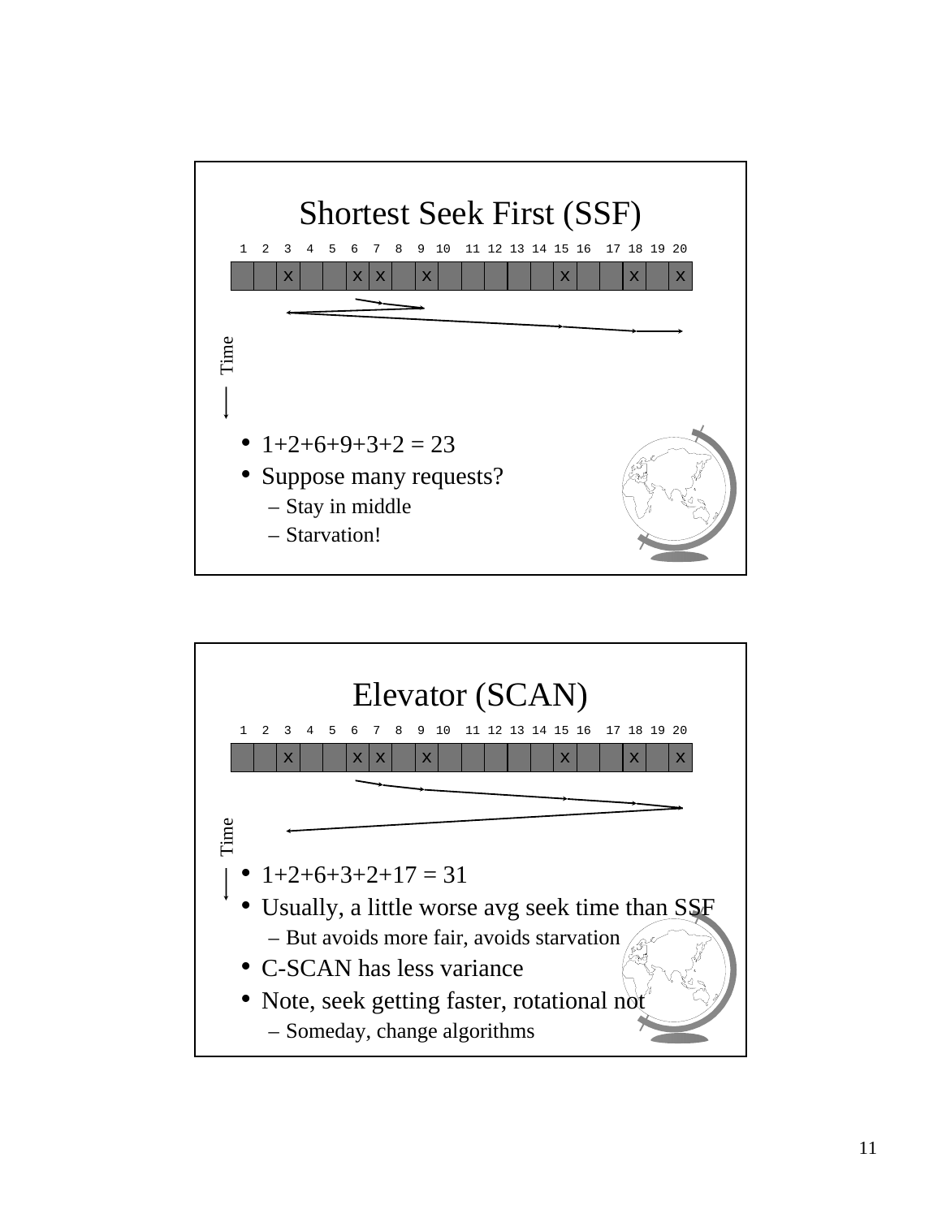# Shortest Seek First (SSF)

| 1 | 2 | 3 | 4 | 5 | 6 | 7 | 8 | 9 | 10 | 11 | 12 | 13 | 14 | 15 | 16 | 17 | 18 | 19 | 20 |
|---|---|---|---|---|---|---|---|---|---|---|---|---|---|---|---|---|---|---|---|
| | | x | | | x | x | | x | | | | | | x | | | x | | x |

Time

- 1+2+6+9+3+2 = 23
- Suppose many requests?
  - Stay in middle
  - Starvation!

# Elevator (SCAN)

| 1 | 2 | 3 | 4 | 5 | 6 | 7 | 8 | 9 | 10 | 11 | 12 | 13 | 14 | 15 | 16 | 17 | 18 | 19 | 20 |
|---|---|---|---|---|---|---|---|---|---|---|---|---|---|---|---|---|---|---|---|
| | | x | | | x | x | | x | | | | | | x | | | x | | x |

Time

- 1+2+6+3+2+17 = 31
- Usually, a little worse avg seek time than SSF
  - But avoids more fair, avoids starvation
- C-SCAN has less variance
- Note, seek getting faster, rotational not
  - Someday, change algorithms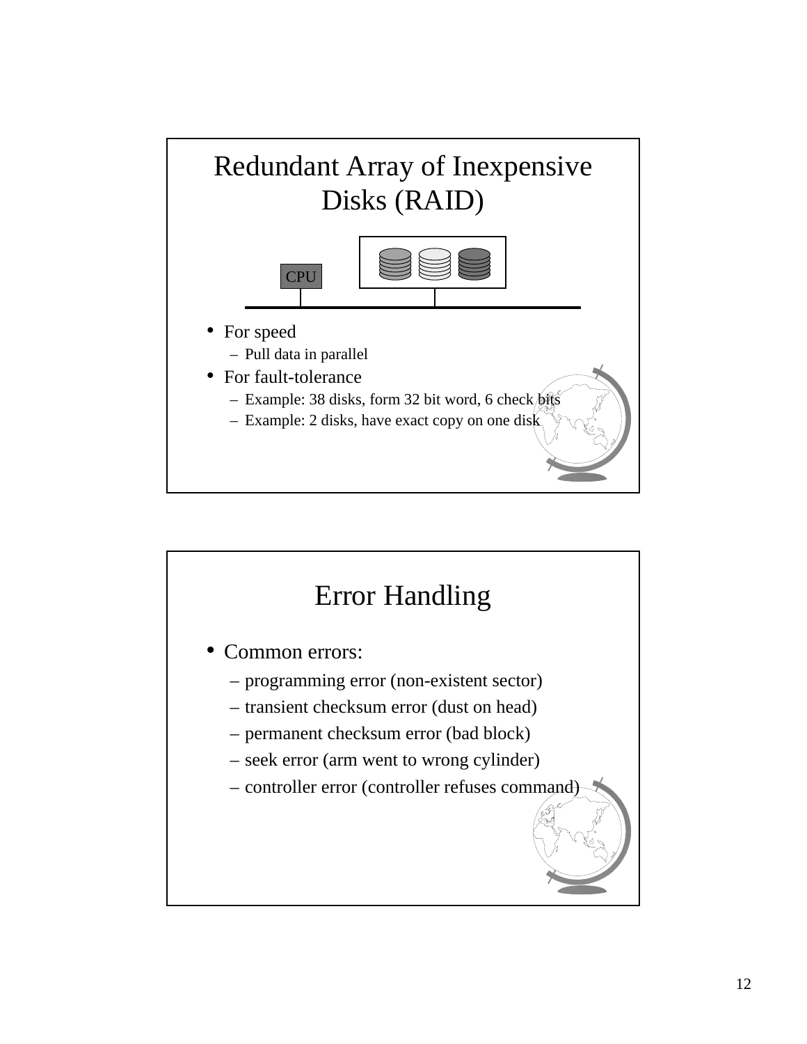# Redundant Array of Inexpensive Disks (RAID)

CPU

- For speed
  - Pull data in parallel
- For fault-tolerance
  - Example: 38 disks, form 32 bit word, 6 check bits
  - Example: 2 disks, have exact copy on one disk

# Error Handling

- Common errors:
  - programming error (non-existent sector)
  - transient checksum error (dust on head)
  - permanent checksum error (bad block)
  - seek error (arm went to wrong cylinder)
  - controller error (controller refuses command)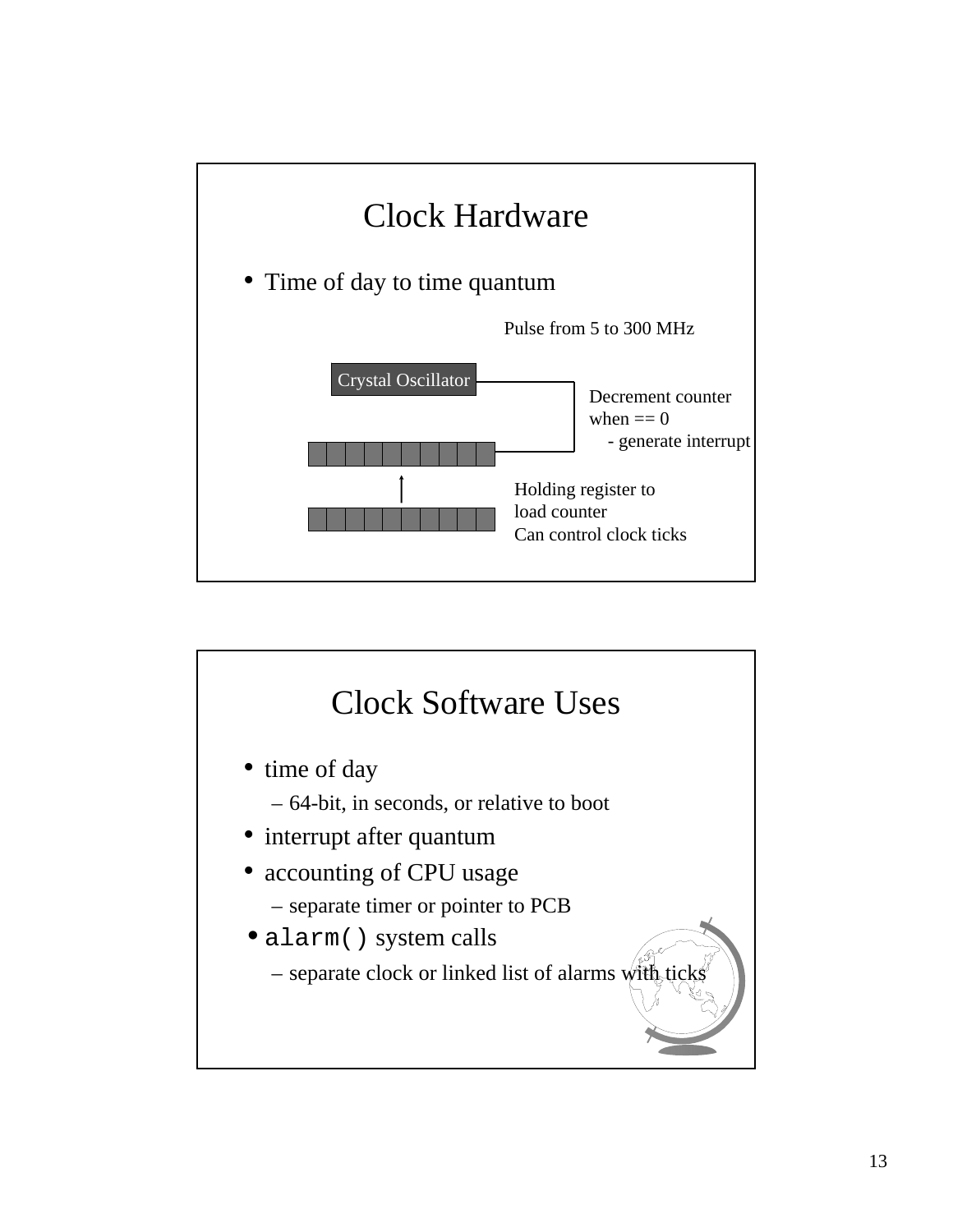## Clock Hardware

- Time of day to time quantum

Pulse from 5 to 300 MHz

Crystal Oscillator

Decrement counter
when == 0
- generate interrupt

Holding register to
load counter
Can control clock ticks

## Clock Software Uses

- time of day
  - 64-bit, in seconds, or relative to boot
- interrupt after quantum
- accounting of CPU usage
  - separate timer or pointer to PCB
- `alarm()` system calls
  - separate clock or linked list of alarms with ticks